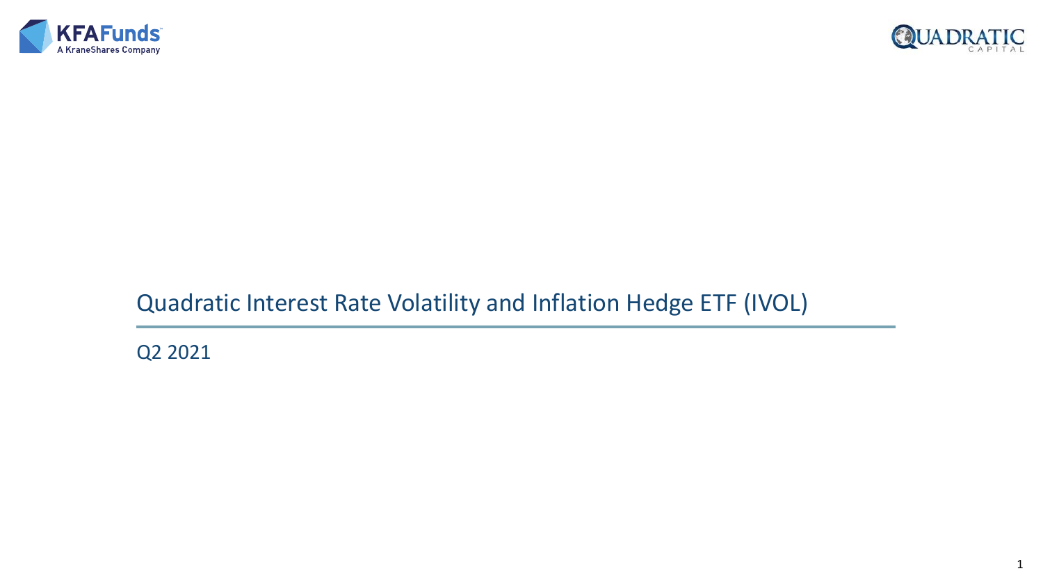# Quadratic Interest Rate Volatility and Inflation Hedge ETF (IVOL)

Q2 2021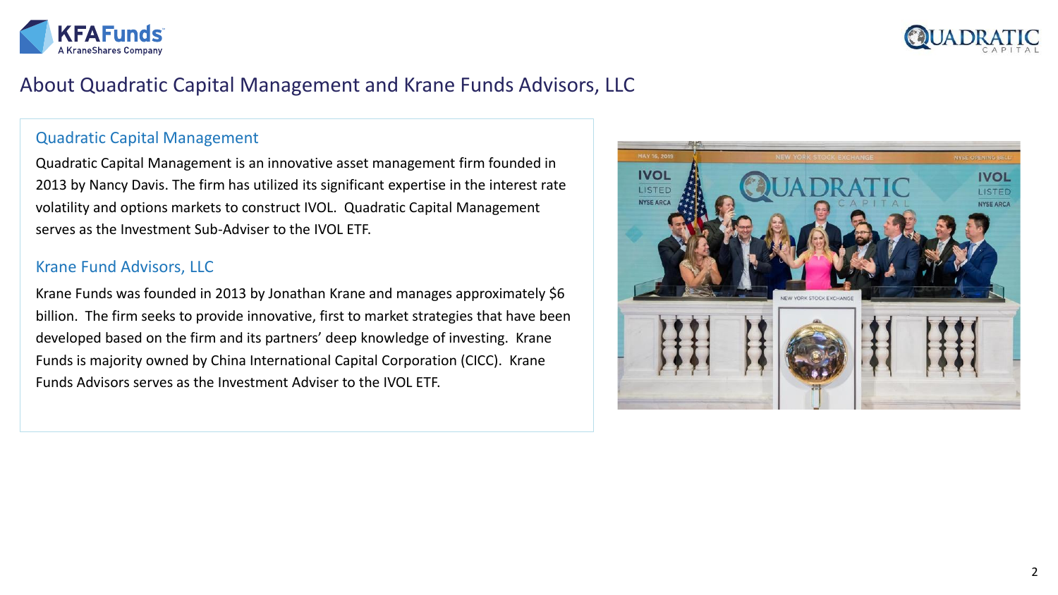# About Quadratic Capital Management and Krane Funds Advisors, LLC

## Quadratic Capital Management

Quadratic Capital Management is an innovative asset management firm founded in 2013 by Nancy Davis. The firm has utilized its significant expertise in the interest rate volatility and options markets to construct IVOL. Quadratic Capital Management serves as the Investment Sub-Adviser to the IVOL ETF.

## Krane Fund Advisors, LLC

Krane Funds was founded in 2013 by Jonathan Krane and manages approximately $6 billion. The firm seeks to provide innovative, first to market strategies that have been developed based on the firm and its partners' deep knowledge of investing. Krane Funds is majority owned by China International Capital Corporation (CICC). Krane Funds Advisors serves as the Investment Adviser to the IVOL ETF.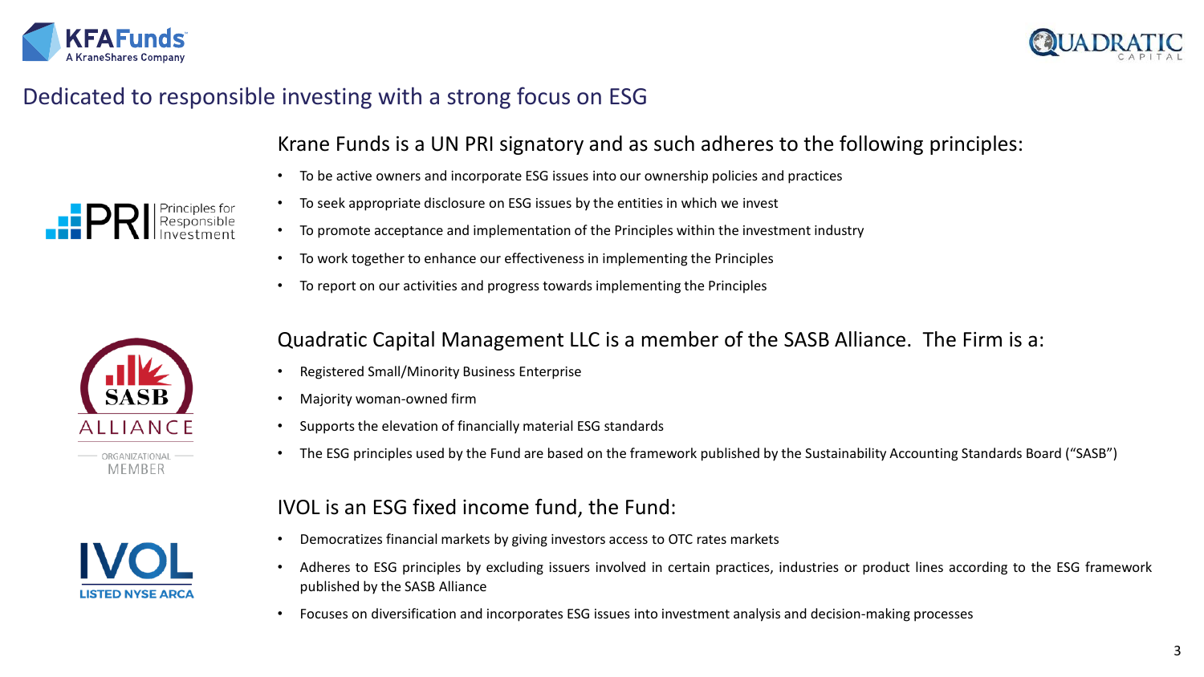# Dedicated to responsible investing with a strong focus on ESG

## Krane Funds is a UN PRI signatory and as such adheres to the following principles:

- To be active owners and incorporate ESG issues into our ownership policies and practices
- To seek appropriate disclosure on ESG issues by the entities in which we invest
- To promote acceptance and implementation of the Principles within the investment industry
- To work together to enhance our effectiveness in implementing the Principles
- To report on our activities and progress towards implementing the Principles

## Quadratic Capital Management LLC is a member of the SASB Alliance. The Firm is a:

- Registered Small/Minority Business Enterprise
- Majority woman-owned firm
- Supports the elevation of financially material ESG standards
- The ESG principles used by the Fund are based on the framework published by the Sustainability Accounting Standards Board ("SASB")

## IVOL is an ESG fixed income fund, the Fund:

- Democratizes financial markets by giving investors access to OTC rates markets
- Adheres to ESG principles by excluding issuers involved in certain practices, industries or product lines according to the ESG framework published by the SASB Alliance
- Focuses on diversification and incorporates ESG issues into investment analysis and decision-making processes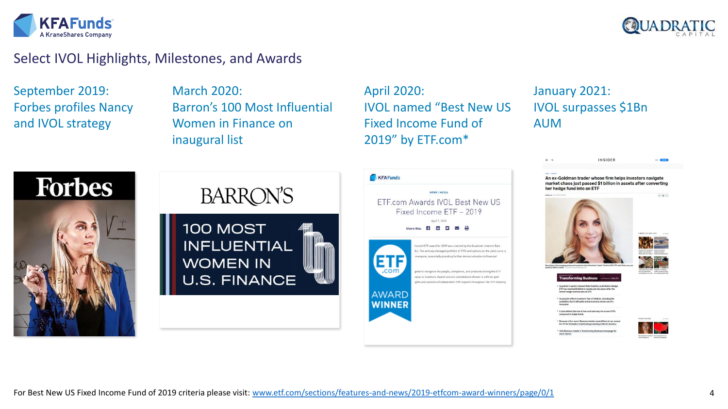# Select IVOL Highlights, Milestones, and Awards

**September 2019:**
Forbes profiles Nancy and IVOL strategy

**March 2020:**
Barron's 100 Most Influential Women in Finance on inaugural list

**April 2020:**
IVOL named "Best New US Fixed Income Fund of 2019" by ETF.com*

**January 2021:**
IVOL surpasses $1Bn AUM

For Best New US Fixed Income Fund of 2019 criteria please visit: www.etf.com/sections/features-and-news/2019-etfcom-award-winners/page/0/1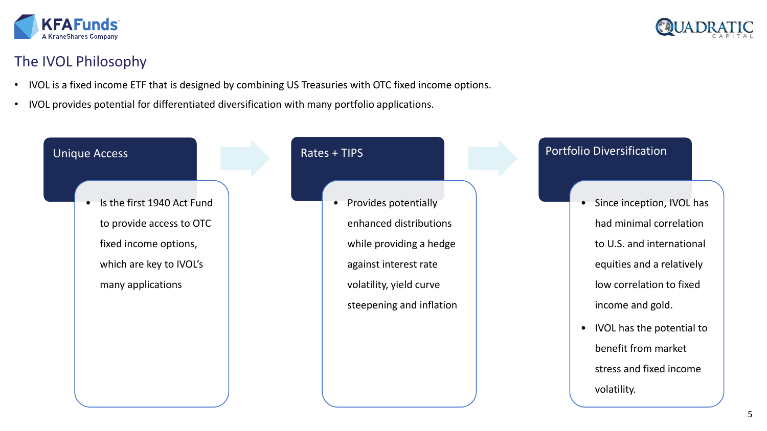## The IVOL Philosophy

- IVOL is a fixed income ETF that is designed by combining US Treasuries with OTC fixed income options.
- IVOL provides potential for differentiated diversification with many portfolio applications.

### Unique Access

- Is the first 1940 Act Fund to provide access to OTC fixed income options, which are key to IVOL's many applications

### Rates + TIPS

- Provides potentially enhanced distributions while providing a hedge against interest rate volatility, yield curve steepening and inflation

### Portfolio Diversification

- Since inception, IVOL has had minimal correlation to U.S. and international equities and a relatively low correlation to fixed income and gold.
- IVOL has the potential to benefit from market stress and fixed income volatility.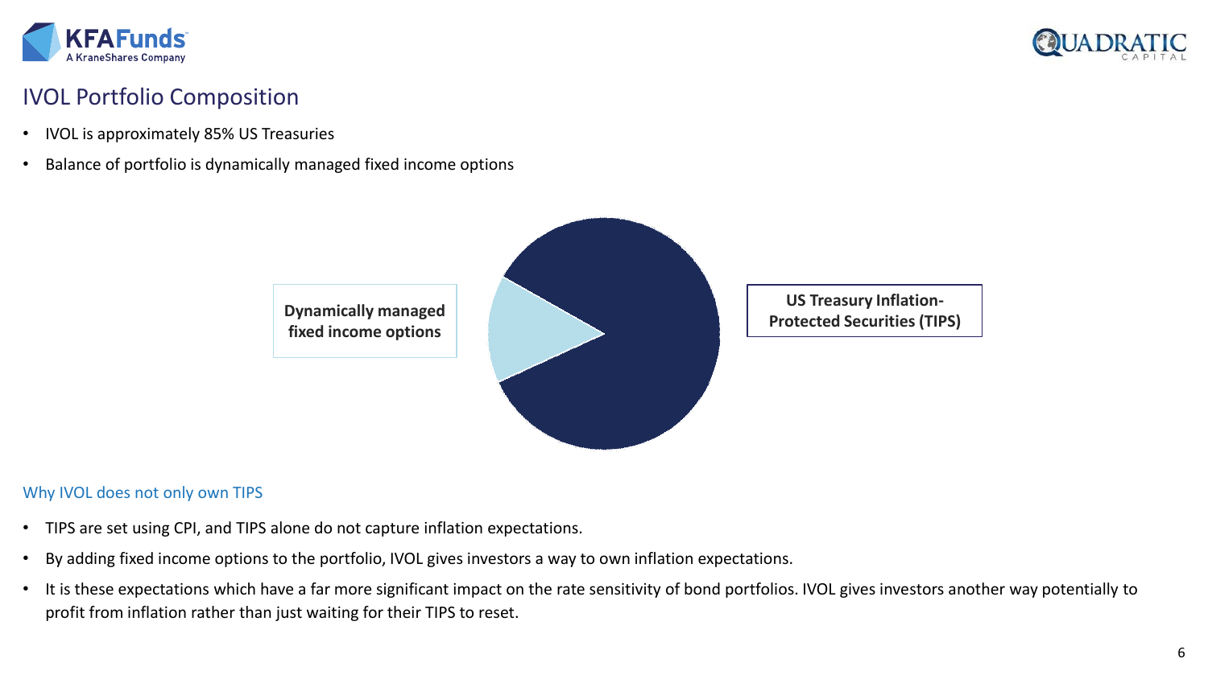# IVOL Portfolio Composition

- IVOL is approximately 85% US Treasuries
- Balance of portfolio is dynamically managed fixed income options

Dynamically managed fixed income options

US Treasury Inflation-Protected Securities (TIPS)

## Why IVOL does not only own TIPS

- TIPS are set using CPI, and TIPS alone do not capture inflation expectations.
- By adding fixed income options to the portfolio, IVOL gives investors a way to own inflation expectations.
- It is these expectations which have a far more significant impact on the rate sensitivity of bond portfolios. IVOL gives investors another way potentially to profit from inflation rather than just waiting for their TIPS to reset.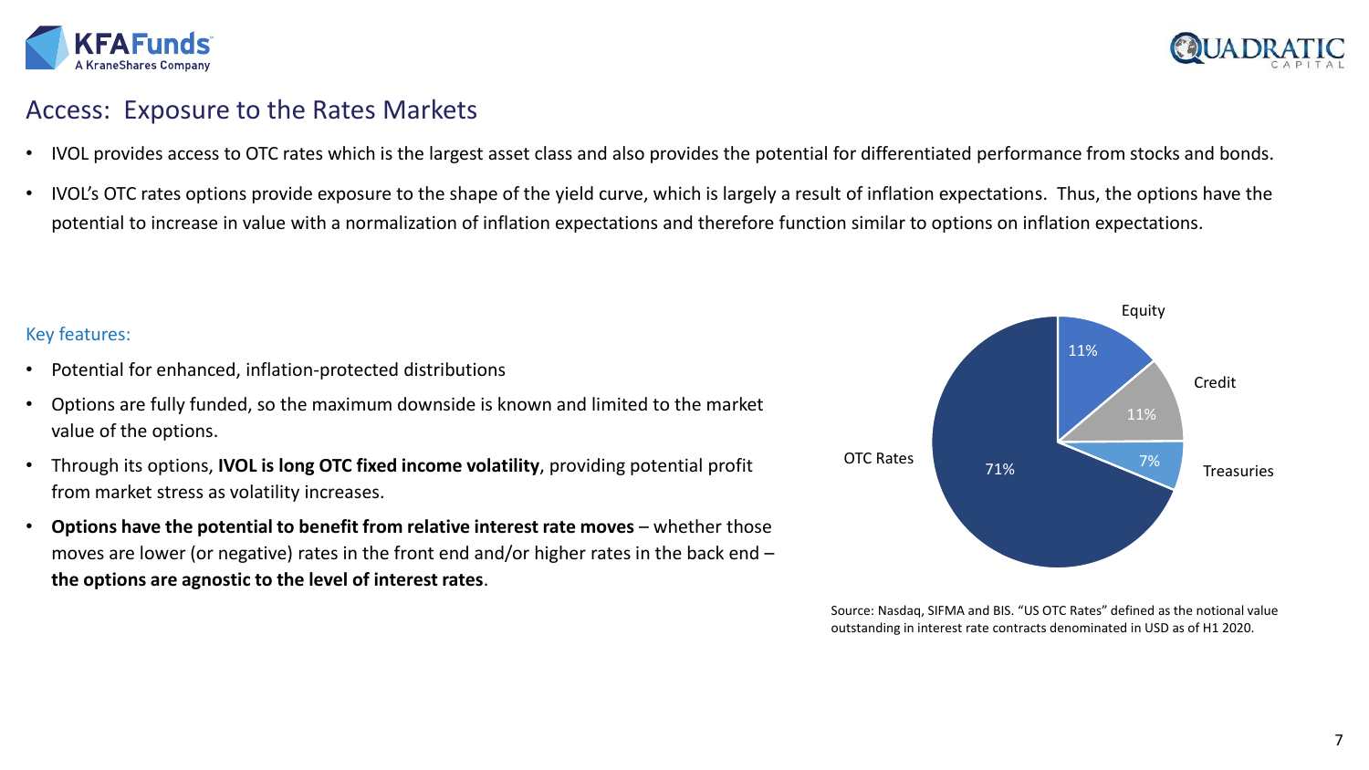## Access: Exposure to the Rates Markets

- IVOL provides access to OTC rates which is the largest asset class and also provides the potential for differentiated performance from stocks and bonds.
- IVOL's OTC rates options provide exposure to the shape of the yield curve, which is largely a result of inflation expectations. Thus, the options have the potential to increase in value with a normalization of inflation expectations and therefore function similar to options on inflation expectations.

Key features:

- Potential for enhanced, inflation-protected distributions
- Options are fully funded, so the maximum downside is known and limited to the market value of the options.
- Through its options, **IVOL is long OTC fixed income volatility**, providing potential profit from market stress as volatility increases.
- **Options have the potential to benefit from relative interest rate moves** – whether those moves are lower (or negative) rates in the front end and/or higher rates in the back end – **the options are agnostic to the level of interest rates**.

| Segment | Share |
|---|---|
| Equity | 11% |
| Credit | 11% |
| Treasuries | 7% |
| OTC Rates | 71% |

Source: Nasdaq, SIFMA and BIS. "US OTC Rates" defined as the notional value outstanding in interest rate contracts denominated in USD as of H1 2020.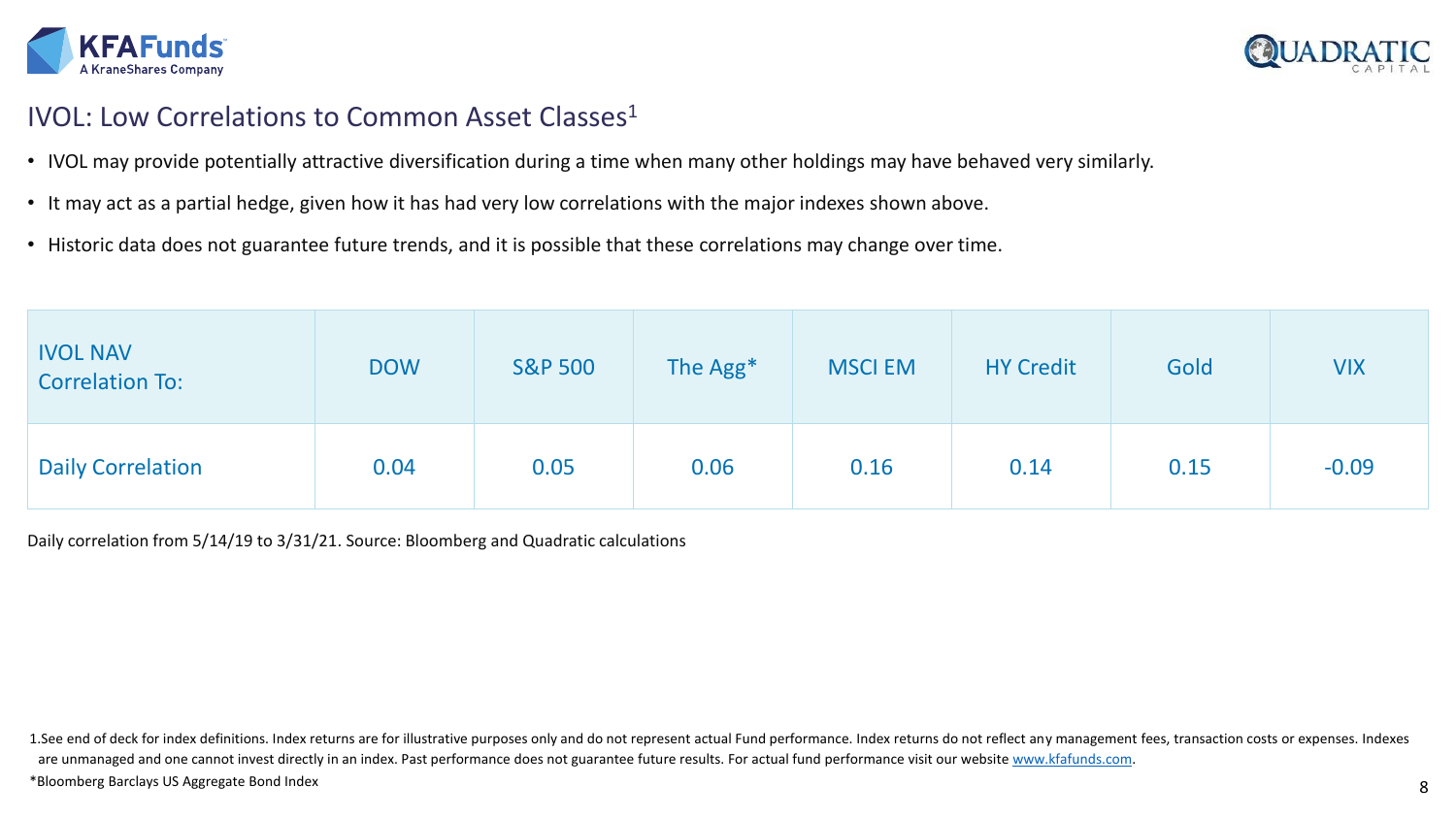## IVOL: Low Correlations to Common Asset Classes[1]

- IVOL may provide potentially attractive diversification during a time when many other holdings may have behaved very similarly.
- It may act as a partial hedge, given how it has had very low correlations with the major indexes shown above.
- Historic data does not guarantee future trends, and it is possible that these correlations may change over time.

| IVOL NAV Correlation To: | DOW | S&P 500 | The Agg* | MSCI EM | HY Credit | Gold | VIX |
|---|---|---|---|---|---|---|---|
| Daily Correlation | 0.04 | 0.05 | 0.06 | 0.16 | 0.14 | 0.15 | -0.09 |

Daily correlation from 5/14/19 to 3/31/21. Source: Bloomberg and Quadratic calculations

1.See end of deck for index definitions. Index returns are for illustrative purposes only and do not represent actual Fund performance. Index returns do not reflect any management fees, transaction costs or expenses. Indexes are unmanaged and one cannot invest directly in an index. Past performance does not guarantee future results. For actual fund performance visit our website www.kfafunds.com.

*Bloomberg Barclays US Aggregate Bond Index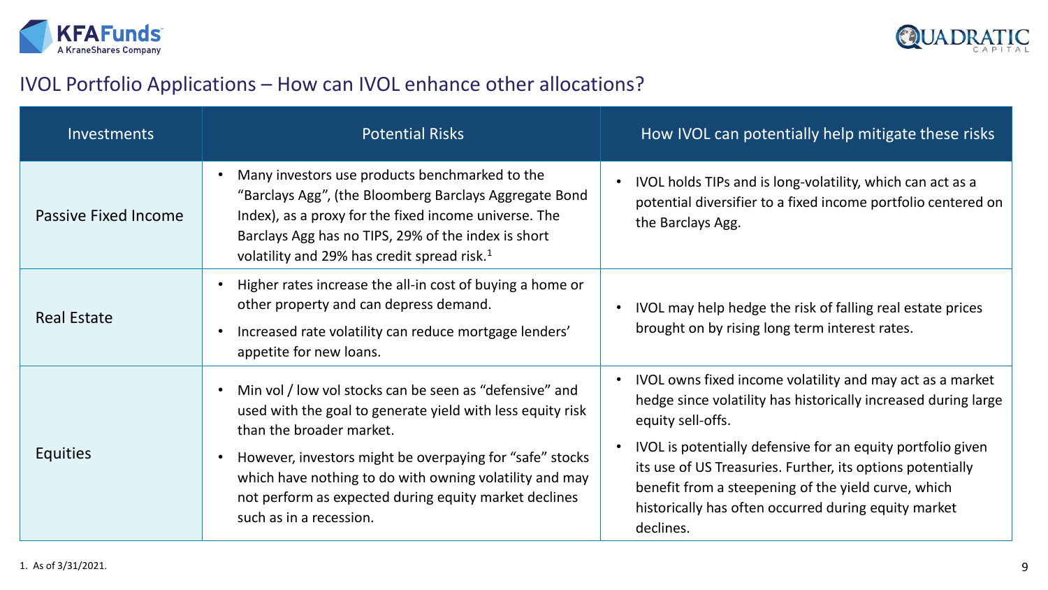## IVOL Portfolio Applications – How can IVOL enhance other allocations?

| Investments | Potential Risks | How IVOL can potentially help mitigate these risks |
| --- | --- | --- |
| Passive Fixed Income | • Many investors use products benchmarked to the "Barclays Agg", (the Bloomberg Barclays Aggregate Bond Index), as a proxy for the fixed income universe. The Barclays Agg has no TIPS, 29% of the index is short volatility and 29% has credit spread risk.[1] | • IVOL holds TIPs and is long-volatility, which can act as a potential diversifier to a fixed income portfolio centered on the Barclays Agg. |
| Real Estate | • Higher rates increase the all-in cost of buying a home or other property and can depress demand.<br>• Increased rate volatility can reduce mortgage lenders' appetite for new loans. | • IVOL may help hedge the risk of falling real estate prices brought on by rising long term interest rates. |
| Equities | • Min vol / low vol stocks can be seen as "defensive" and used with the goal to generate yield with less equity risk than the broader market.<br>• However, investors might be overpaying for "safe" stocks which have nothing to do with owning volatility and may not perform as expected during equity market declines such as in a recession. | • IVOL owns fixed income volatility and may act as a market hedge since volatility has historically increased during large equity sell-offs.<br>• IVOL is potentially defensive for an equity portfolio given its use of US Treasuries. Further, its options potentially benefit from a steepening of the yield curve, which historically has often occurred during equity market declines. |

1. As of 3/31/2021.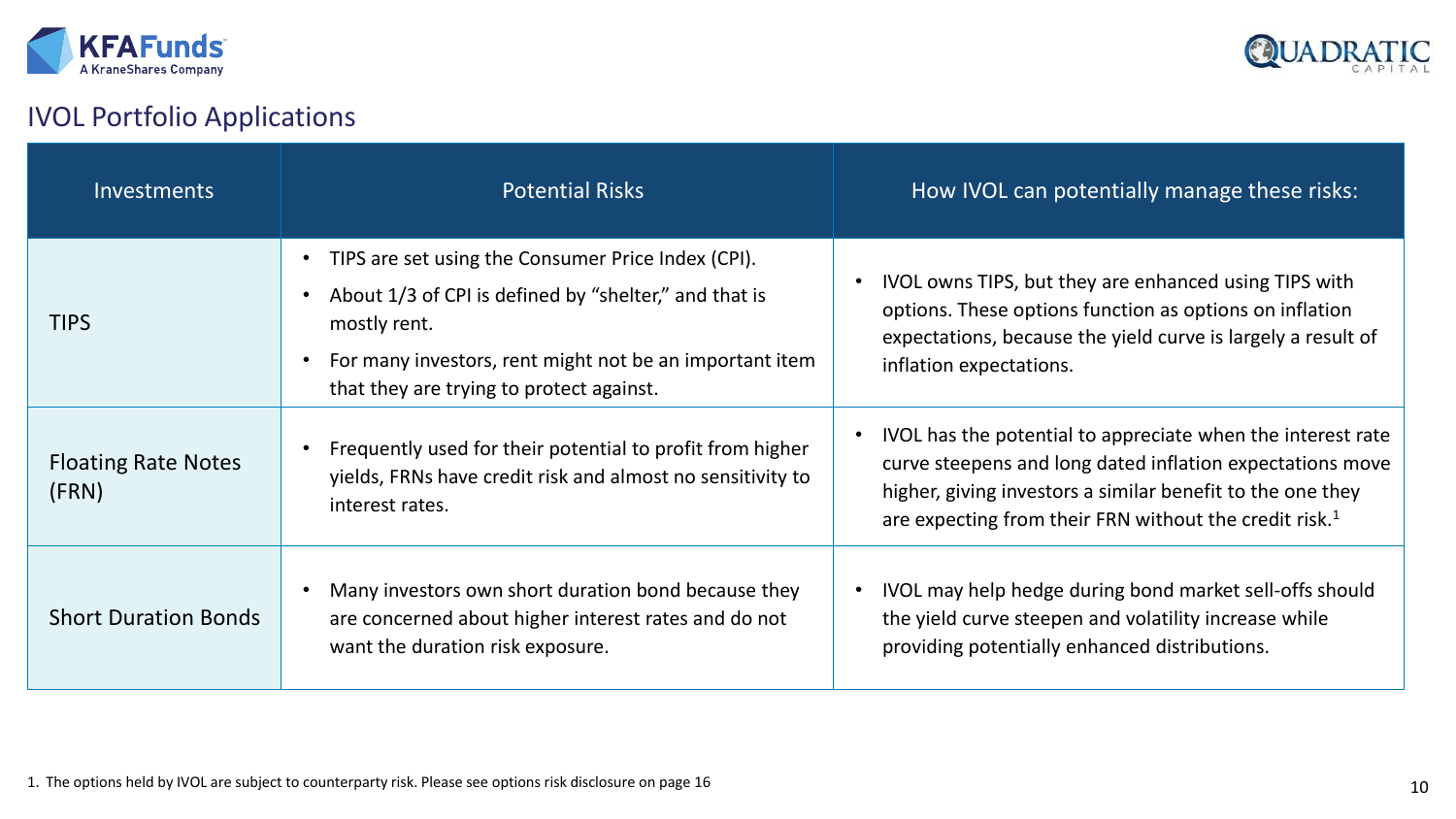## IVOL Portfolio Applications

| Investments | Potential Risks | How IVOL can potentially manage these risks: |
|---|---|---|
| TIPS | • TIPS are set using the Consumer Price Index (CPI).<br>• About 1/3 of CPI is defined by "shelter," and that is mostly rent.<br>• For many investors, rent might not be an important item that they are trying to protect against. | • IVOL owns TIPS, but they are enhanced using TIPS with options. These options function as options on inflation expectations, because the yield curve is largely a result of inflation expectations. |
| Floating Rate Notes (FRN) | • Frequently used for their potential to profit from higher yields, FRNs have credit risk and almost no sensitivity to interest rates. | • IVOL has the potential to appreciate when the interest rate curve steepens and long dated inflation expectations move higher, giving investors a similar benefit to the one they are expecting from their FRN without the credit risk.[1] |
| Short Duration Bonds | • Many investors own short duration bond because they are concerned about higher interest rates and do not want the duration risk exposure. | • IVOL may help hedge during bond market sell-offs should the yield curve steepen and volatility increase while providing potentially enhanced distributions. |

1. The options held by IVOL are subject to counterparty risk. Please see options risk disclosure on page 16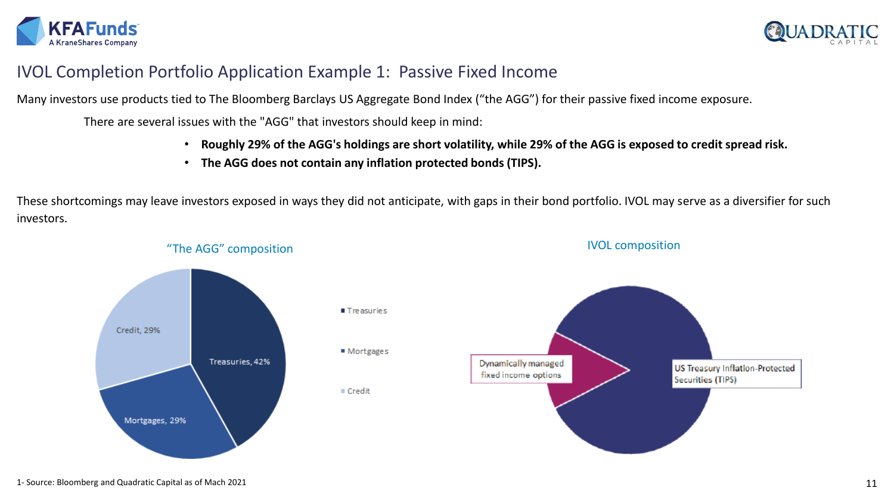## IVOL Completion Portfolio Application Example 1: Passive Fixed Income

Many investors use products tied to The Bloomberg Barclays US Aggregate Bond Index ("the AGG") for their passive fixed income exposure.

There are several issues with the "AGG" that investors should keep in mind:

- **Roughly 29% of the AGG's holdings are short volatility, while 29% of the AGG is exposed to credit spread risk.**
- **The AGG does not contain any inflation protected bonds (TIPS).**

These shortcomings may leave investors exposed in ways they did not anticipate, with gaps in their bond portfolio. IVOL may serve as a diversifier for such investors.

"The AGG" composition

- Treasuries, 42%
- Mortgages, 29%
- Credit, 29%

IVOL composition

- US Treasury Inflation-Protected Securities (TIPS)
- Dynamically managed fixed income options

1- Source: Bloomberg and Quadratic Capital as of Mach 2021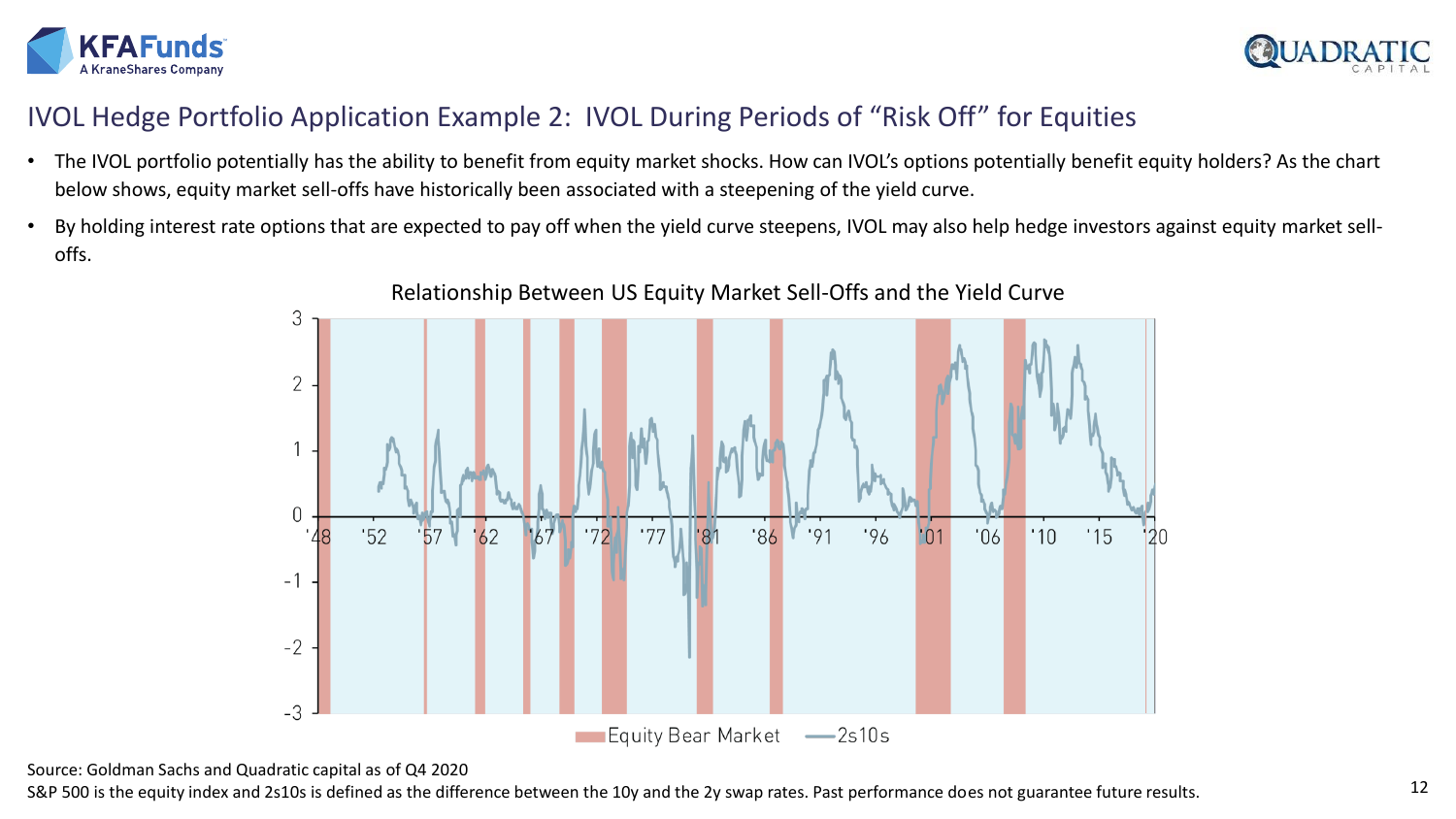## IVOL Hedge Portfolio Application Example 2: IVOL During Periods of "Risk Off" for Equities

- The IVOL portfolio potentially has the ability to benefit from equity market shocks. How can IVOL's options potentially benefit equity holders? As the chart below shows, equity market sell-offs have historically been associated with a steepening of the yield curve.
- By holding interest rate options that are expected to pay off when the yield curve steepens, IVOL may also help hedge investors against equity market sell-offs.

Relationship Between US Equity Market Sell-Offs and the Yield Curve

Equity Bear Market — 2s10s

Source: Goldman Sachs and Quadratic capital as of Q4 2020

S&P 500 is the equity index and 2s10s is defined as the difference between the 10y and the 2y swap rates. Past performance does not guarantee future results.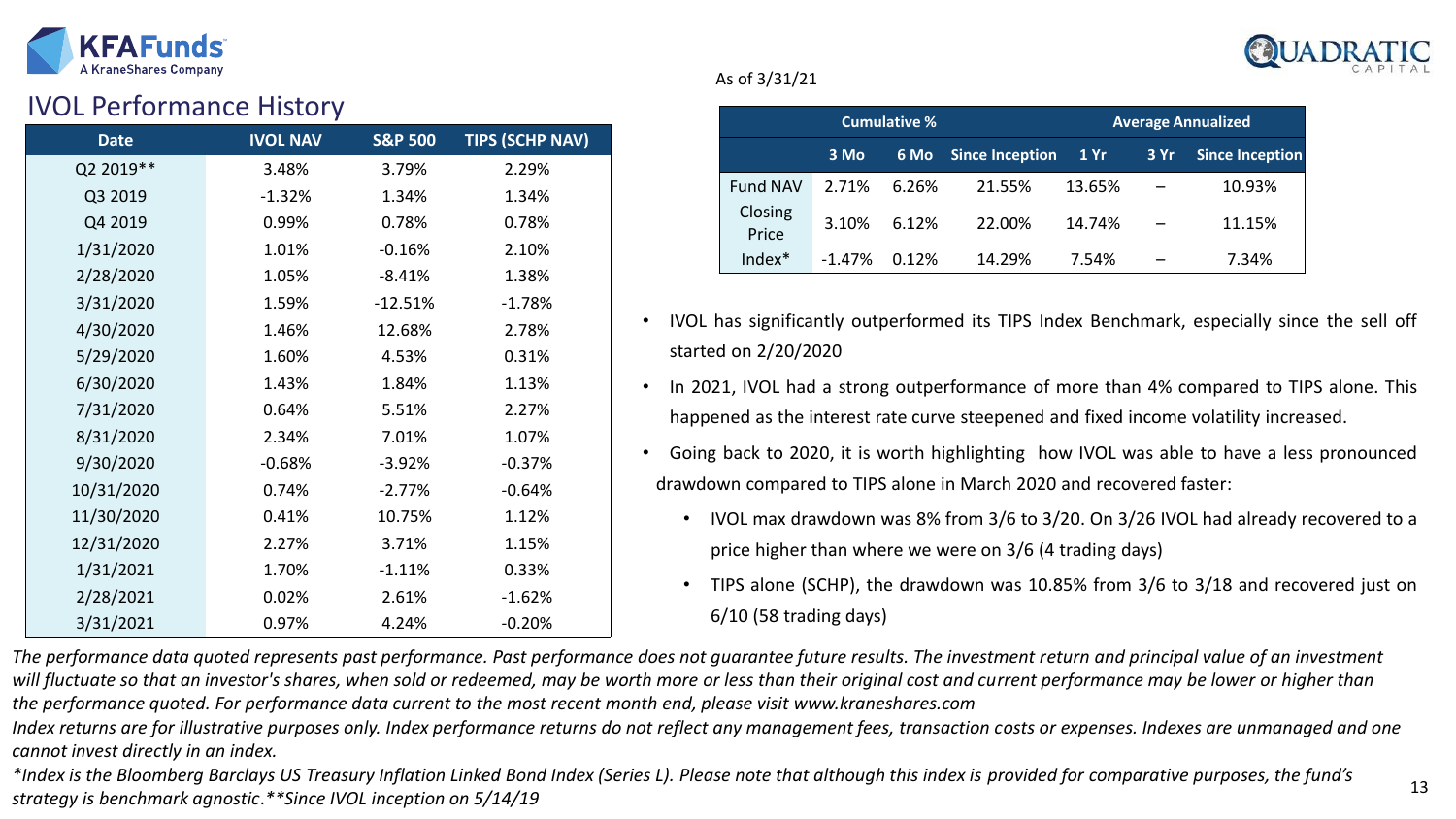KFAFunds
A KraneShares Company

QUADRATIC CAPITAL

## IVOL Performance History

| Date | IVOL NAV | S&P 500 | TIPS (SCHP NAV) |
|---|---|---|---|
| Q2 2019** | 3.48% | 3.79% | 2.29% |
| Q3 2019 | -1.32% | 1.34% | 1.34% |
| Q4 2019 | 0.99% | 0.78% | 0.78% |
| 1/31/2020 | 1.01% | -0.16% | 2.10% |
| 2/28/2020 | 1.05% | -8.41% | 1.38% |
| 3/31/2020 | 1.59% | -12.51% | -1.78% |
| 4/30/2020 | 1.46% | 12.68% | 2.78% |
| 5/29/2020 | 1.60% | 4.53% | 0.31% |
| 6/30/2020 | 1.43% | 1.84% | 1.13% |
| 7/31/2020 | 0.64% | 5.51% | 2.27% |
| 8/31/2020 | 2.34% | 7.01% | 1.07% |
| 9/30/2020 | -0.68% | -3.92% | -0.37% |
| 10/31/2020 | 0.74% | -2.77% | -0.64% |
| 11/30/2020 | 0.41% | 10.75% | 1.12% |
| 12/31/2020 | 2.27% | 3.71% | 1.15% |
| 1/31/2021 | 1.70% | -1.11% | 0.33% |
| 2/28/2021 | 0.02% | 2.61% | -1.62% |
| 3/31/2021 | 0.97% | 4.24% | -0.20% |

As of 3/31/21

| | Cumulative % | | | Average Annualized | | |
|---|---|---|---|---|---|---|
| | 3 Mo | 6 Mo | Since Inception | 1 Yr | 3 Yr | Since Inception |
| Fund NAV | 2.71% | 6.26% | 21.55% | 13.65% | – | 10.93% |
| Closing Price | 3.10% | 6.12% | 22.00% | 14.74% | – | 11.15% |
| Index* | -1.47% | 0.12% | 14.29% | 7.54% | – | 7.34% |

- IVOL has significantly outperformed its TIPS Index Benchmark, especially since the sell off started on 2/20/2020
- In 2021, IVOL had a strong outperformance of more than 4% compared to TIPS alone. This happened as the interest rate curve steepened and fixed income volatility increased.
- Going back to 2020, it is worth highlighting how IVOL was able to have a less pronounced drawdown compared to TIPS alone in March 2020 and recovered faster:
  - IVOL max drawdown was 8% from 3/6 to 3/20. On 3/26 IVOL had already recovered to a price higher than where we were on 3/6 (4 trading days)
  - TIPS alone (SCHP), the drawdown was 10.85% from 3/6 to 3/18 and recovered just on 6/10 (58 trading days)

*The performance data quoted represents past performance. Past performance does not guarantee future results. The investment return and principal value of an investment will fluctuate so that an investor's shares, when sold or redeemed, may be worth more or less than their original cost and current performance may be lower or higher than the performance quoted. For performance data current to the most recent month end, please visit www.kraneshares.com*

*Index returns are for illustrative purposes only. Index performance returns do not reflect any management fees, transaction costs or expenses. Indexes are unmanaged and one cannot invest directly in an index.*

*\*Index is the Bloomberg Barclays US Treasury Inflation Linked Bond Index (Series L). Please note that although this index is provided for comparative purposes, the fund's strategy is benchmark agnostic.\*\*Since IVOL inception on 5/14/19*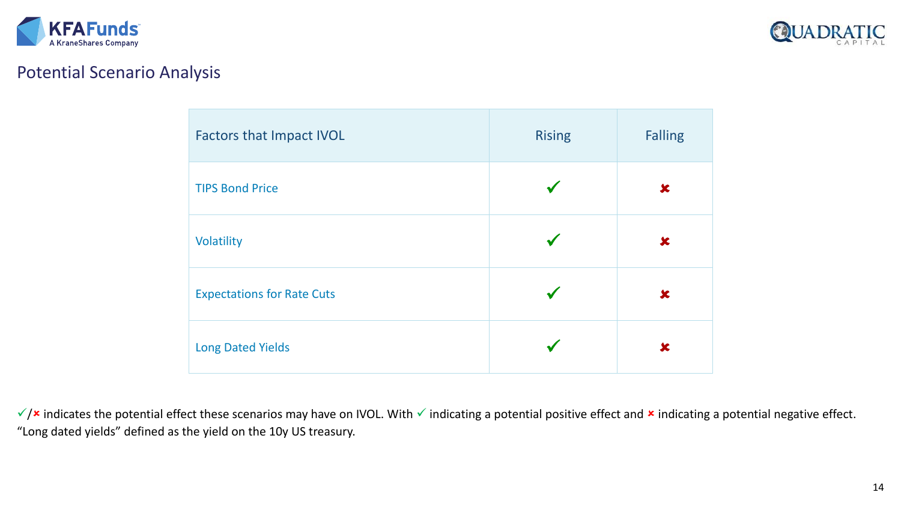## Potential Scenario Analysis

| Factors that Impact IVOL | Rising | Falling |
|---|---|---|
| TIPS Bond Price | ✓ | ✗ |
| Volatility | ✓ | ✗ |
| Expectations for Rate Cuts | ✓ | ✗ |
| Long Dated Yields | ✓ | ✗ |

✓/✗ indicates the potential effect these scenarios may have on IVOL. With ✓ indicating a potential positive effect and ✗ indicating a potential negative effect.
"Long dated yields" defined as the yield on the 10y US treasury.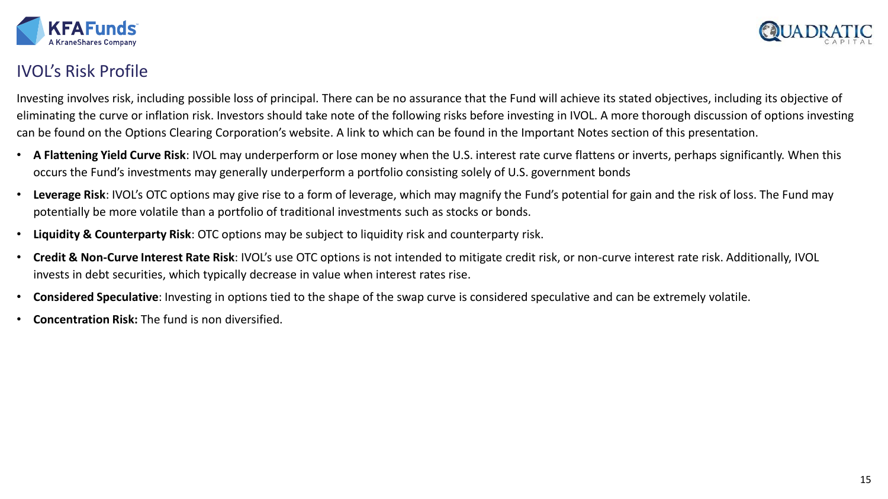# IVOL's Risk Profile

Investing involves risk, including possible loss of principal. There can be no assurance that the Fund will achieve its stated objectives, including its objective of eliminating the curve or inflation risk. Investors should take note of the following risks before investing in IVOL. A more thorough discussion of options investing can be found on the Options Clearing Corporation's website. A link to which can be found in the Important Notes section of this presentation.

- **A Flattening Yield Curve Risk**: IVOL may underperform or lose money when the U.S. interest rate curve flattens or inverts, perhaps significantly. When this occurs the Fund's investments may generally underperform a portfolio consisting solely of U.S. government bonds
- **Leverage Risk**: IVOL's OTC options may give rise to a form of leverage, which may magnify the Fund's potential for gain and the risk of loss. The Fund may potentially be more volatile than a portfolio of traditional investments such as stocks or bonds.
- **Liquidity & Counterparty Risk**: OTC options may be subject to liquidity risk and counterparty risk.
- **Credit & Non-Curve Interest Rate Risk**: IVOL's use OTC options is not intended to mitigate credit risk, or non-curve interest rate risk. Additionally, IVOL invests in debt securities, which typically decrease in value when interest rates rise.
- **Considered Speculative**: Investing in options tied to the shape of the swap curve is considered speculative and can be extremely volatile.
- **Concentration Risk:** The fund is non diversified.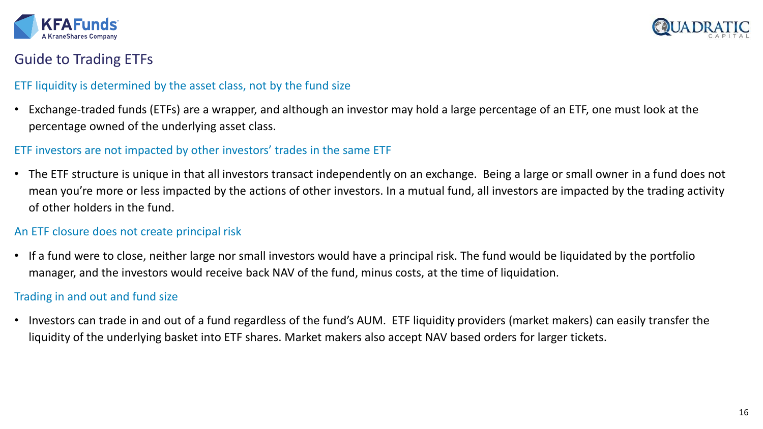# Guide to Trading ETFs

### ETF liquidity is determined by the asset class, not by the fund size

- Exchange-traded funds (ETFs) are a wrapper, and although an investor may hold a large percentage of an ETF, one must look at the percentage owned of the underlying asset class.

### ETF investors are not impacted by other investors' trades in the same ETF

- The ETF structure is unique in that all investors transact independently on an exchange. Being a large or small owner in a fund does not mean you're more or less impacted by the actions of other investors. In a mutual fund, all investors are impacted by the trading activity of other holders in the fund.

### An ETF closure does not create principal risk

- If a fund were to close, neither large nor small investors would have a principal risk. The fund would be liquidated by the portfolio manager, and the investors would receive back NAV of the fund, minus costs, at the time of liquidation.

### Trading in and out and fund size

- Investors can trade in and out of a fund regardless of the fund's AUM. ETF liquidity providers (market makers) can easily transfer the liquidity of the underlying basket into ETF shares. Market makers also accept NAV based orders for larger tickets.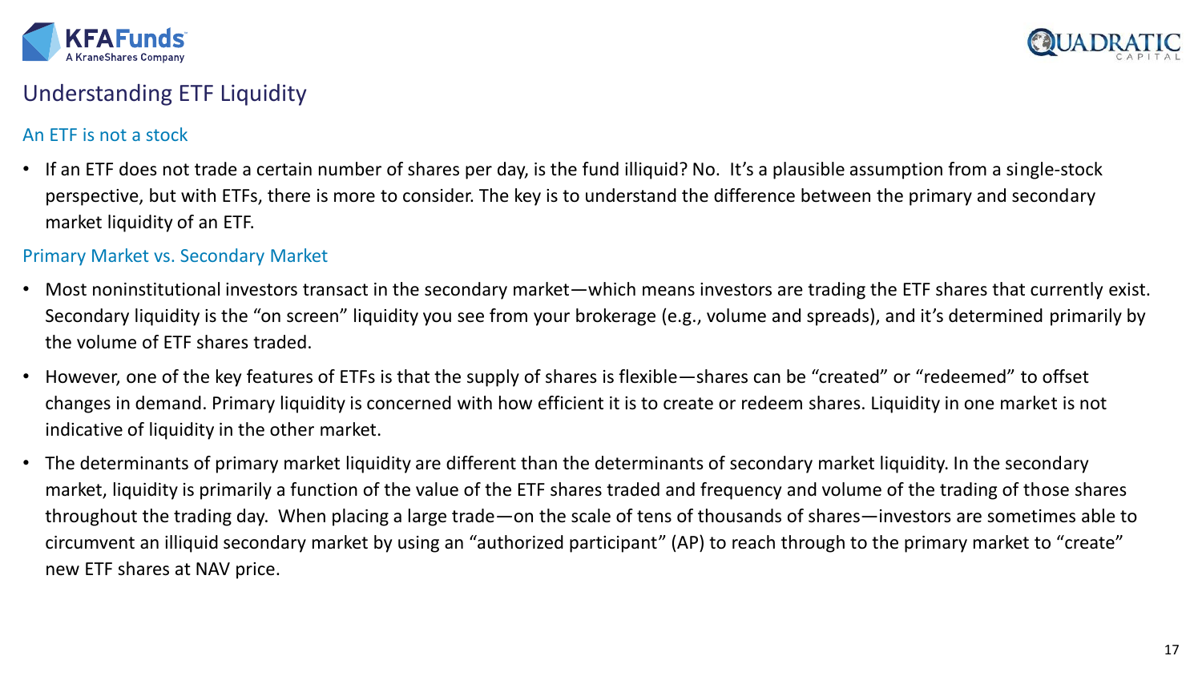# Understanding ETF Liquidity

## An ETF is not a stock

- If an ETF does not trade a certain number of shares per day, is the fund illiquid? No. It's a plausible assumption from a single-stock perspective, but with ETFs, there is more to consider. The key is to understand the difference between the primary and secondary market liquidity of an ETF.

## Primary Market vs. Secondary Market

- Most noninstitutional investors transact in the secondary market—which means investors are trading the ETF shares that currently exist. Secondary liquidity is the "on screen" liquidity you see from your brokerage (e.g., volume and spreads), and it's determined primarily by the volume of ETF shares traded.
- However, one of the key features of ETFs is that the supply of shares is flexible—shares can be "created" or "redeemed" to offset changes in demand. Primary liquidity is concerned with how efficient it is to create or redeem shares. Liquidity in one market is not indicative of liquidity in the other market.
- The determinants of primary market liquidity are different than the determinants of secondary market liquidity. In the secondary market, liquidity is primarily a function of the value of the ETF shares traded and frequency and volume of the trading of those shares throughout the trading day. When placing a large trade—on the scale of tens of thousands of shares—investors are sometimes able to circumvent an illiquid secondary market by using an "authorized participant" (AP) to reach through to the primary market to "create" new ETF shares at NAV price.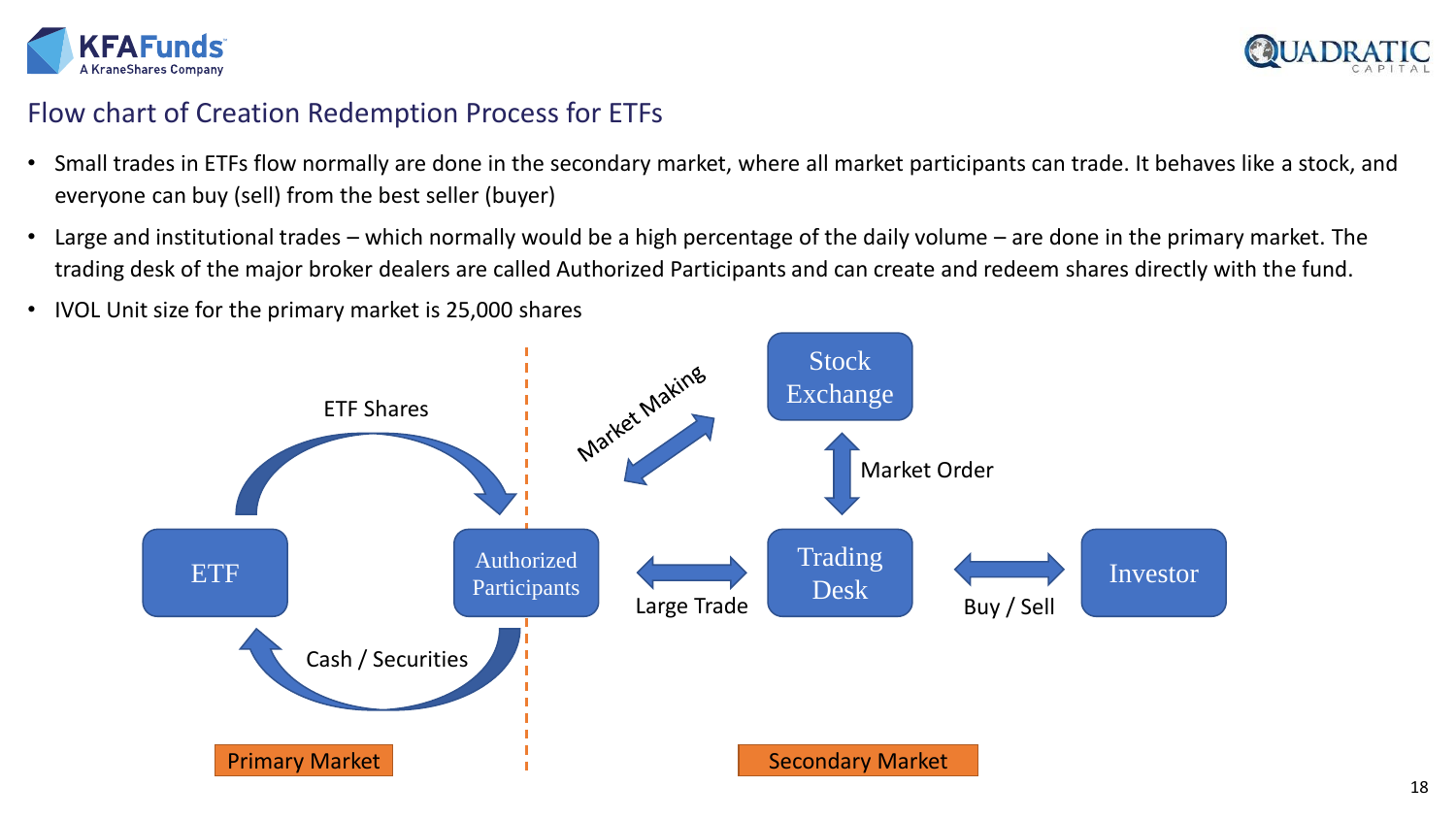## Flow chart of Creation Redemption Process for ETFs

- Small trades in ETFs flow normally are done in the secondary market, where all market participants can trade. It behaves like a stock, and everyone can buy (sell) from the best seller (buyer)
- Large and institutional trades – which normally would be a high percentage of the daily volume – are done in the primary market. The trading desk of the major broker dealers are called Authorized Participants and can create and redeem shares directly with the fund.
- IVOL Unit size for the primary market is 25,000 shares

ETF Shares

ETF

Authorized Participants

Cash / Securities

Market Making

Stock Exchange

Market Order

Large Trade

Trading Desk

Buy / Sell

Investor

Primary Market

Secondary Market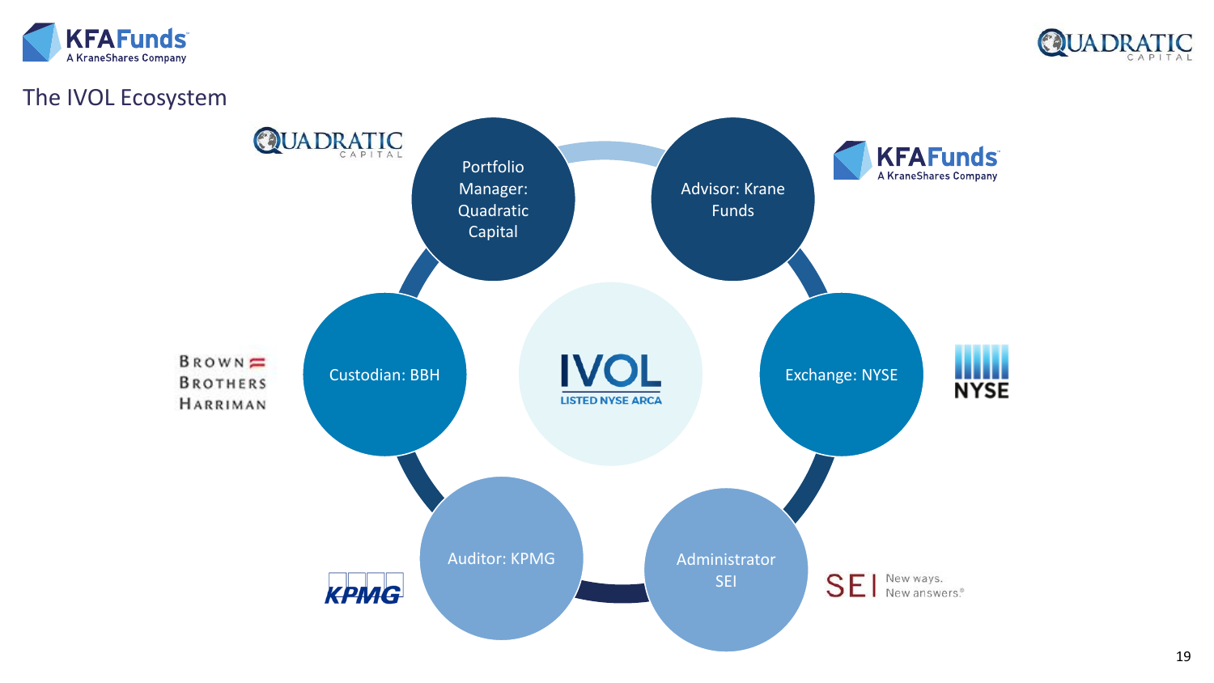# The IVOL Ecosystem

IVOL

LISTED NYSE ARCA

- Portfolio Manager: Quadratic Capital
- Advisor: Krane Funds
- Exchange: NYSE
- Administrator SEI
- Auditor: KPMG
- Custodian: BBH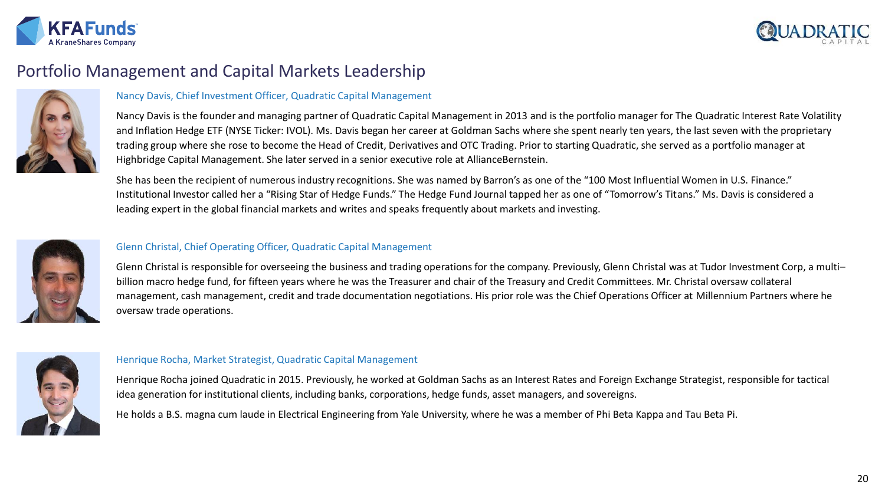# Portfolio Management and Capital Markets Leadership

### Nancy Davis, Chief Investment Officer, Quadratic Capital Management

Nancy Davis is the founder and managing partner of Quadratic Capital Management in 2013 and is the portfolio manager for The Quadratic Interest Rate Volatility and Inflation Hedge ETF (NYSE Ticker: IVOL). Ms. Davis began her career at Goldman Sachs where she spent nearly ten years, the last seven with the proprietary trading group where she rose to become the Head of Credit, Derivatives and OTC Trading. Prior to starting Quadratic, she served as a portfolio manager at Highbridge Capital Management. She later served in a senior executive role at AllianceBernstein.

She has been the recipient of numerous industry recognitions. She was named by Barron's as one of the "100 Most Influential Women in U.S. Finance." Institutional Investor called her a "Rising Star of Hedge Funds." The Hedge Fund Journal tapped her as one of "Tomorrow's Titans." Ms. Davis is considered a leading expert in the global financial markets and writes and speaks frequently about markets and investing.

### Glenn Christal, Chief Operating Officer, Quadratic Capital Management

Glenn Christal is responsible for overseeing the business and trading operations for the company. Previously, Glenn Christal was at Tudor Investment Corp, a multi–billion macro hedge fund, for fifteen years where he was the Treasurer and chair of the Treasury and Credit Committees. Mr. Christal oversaw collateral management, cash management, credit and trade documentation negotiations. His prior role was the Chief Operations Officer at Millennium Partners where he oversaw trade operations.

### Henrique Rocha, Market Strategist, Quadratic Capital Management

Henrique Rocha joined Quadratic in 2015. Previously, he worked at Goldman Sachs as an Interest Rates and Foreign Exchange Strategist, responsible for tactical idea generation for institutional clients, including banks, corporations, hedge funds, asset managers, and sovereigns.

He holds a B.S. magna cum laude in Electrical Engineering from Yale University, where he was a member of Phi Beta Kappa and Tau Beta Pi.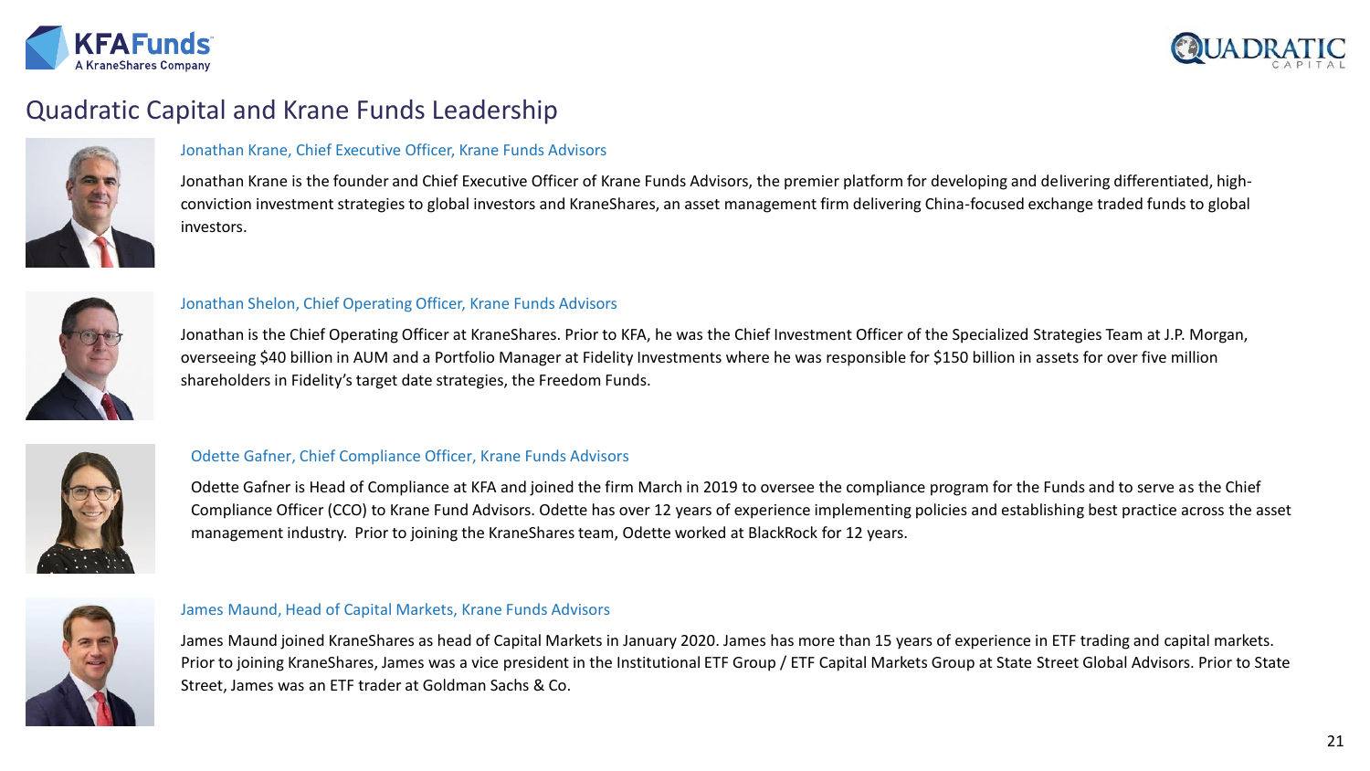# Quadratic Capital and Krane Funds Leadership

### Jonathan Krane, Chief Executive Officer, Krane Funds Advisors

Jonathan Krane is the founder and Chief Executive Officer of Krane Funds Advisors, the premier platform for developing and delivering differentiated, high-conviction investment strategies to global investors and KraneShares, an asset management firm delivering China-focused exchange traded funds to global investors.

### Jonathan Shelon, Chief Operating Officer, Krane Funds Advisors

Jonathan is the Chief Operating Officer at KraneShares. Prior to KFA, he was the Chief Investment Officer of the Specialized Strategies Team at J.P. Morgan, overseeing $40 billion in AUM and a Portfolio Manager at Fidelity Investments where he was responsible for $150 billion in assets for over five million shareholders in Fidelity's target date strategies, the Freedom Funds.

### Odette Gafner, Chief Compliance Officer, Krane Funds Advisors

Odette Gafner is Head of Compliance at KFA and joined the firm March in 2019 to oversee the compliance program for the Funds and to serve as the Chief Compliance Officer (CCO) to Krane Fund Advisors. Odette has over 12 years of experience implementing policies and establishing best practice across the asset management industry. Prior to joining the KraneShares team, Odette worked at BlackRock for 12 years.

### James Maund, Head of Capital Markets, Krane Funds Advisors

James Maund joined KraneShares as head of Capital Markets in January 2020. James has more than 15 years of experience in ETF trading and capital markets. Prior to joining KraneShares, James was a vice president in the Institutional ETF Group / ETF Capital Markets Group at State Street Global Advisors. Prior to State Street, James was an ETF trader at Goldman Sachs & Co.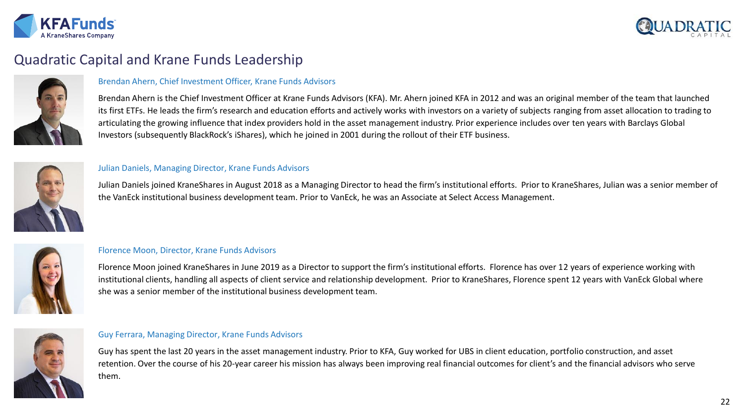# Quadratic Capital and Krane Funds Leadership

### Brendan Ahern, Chief Investment Officer, Krane Funds Advisors

Brendan Ahern is the Chief Investment Officer at Krane Funds Advisors (KFA). Mr. Ahern joined KFA in 2012 and was an original member of the team that launched its first ETFs. He leads the firm's research and education efforts and actively works with investors on a variety of subjects ranging from asset allocation to trading to articulating the growing influence that index providers hold in the asset management industry. Prior experience includes over ten years with Barclays Global Investors (subsequently BlackRock's iShares), which he joined in 2001 during the rollout of their ETF business.

### Julian Daniels, Managing Director, Krane Funds Advisors

Julian Daniels joined KraneShares in August 2018 as a Managing Director to head the firm's institutional efforts. Prior to KraneShares, Julian was a senior member of the VanEck institutional business development team. Prior to VanEck, he was an Associate at Select Access Management.

### Florence Moon, Director, Krane Funds Advisors

Florence Moon joined KraneShares in June 2019 as a Director to support the firm's institutional efforts. Florence has over 12 years of experience working with institutional clients, handling all aspects of client service and relationship development. Prior to KraneShares, Florence spent 12 years with VanEck Global where she was a senior member of the institutional business development team.

### Guy Ferrara, Managing Director, Krane Funds Advisors

Guy has spent the last 20 years in the asset management industry. Prior to KFA, Guy worked for UBS in client education, portfolio construction, and asset retention. Over the course of his 20-year career his mission has always been improving real financial outcomes for client's and the financial advisors who serve them.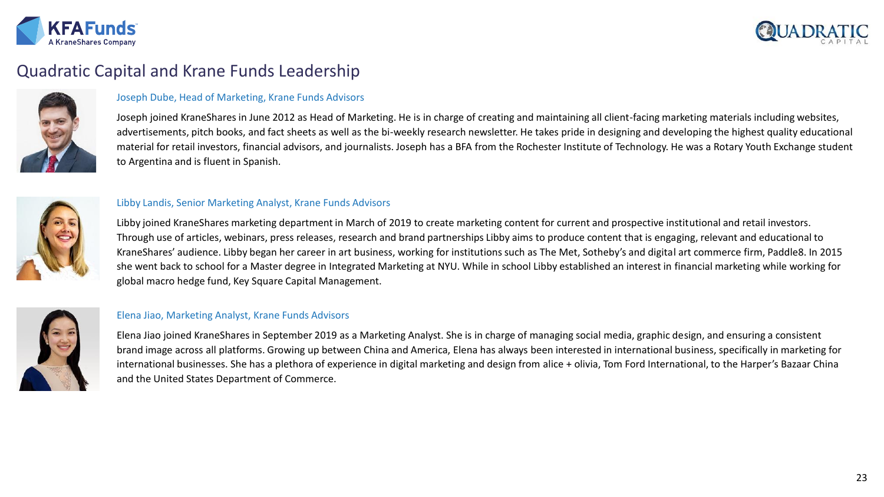# Quadratic Capital and Krane Funds Leadership

### Joseph Dube, Head of Marketing, Krane Funds Advisors

Joseph joined KraneShares in June 2012 as Head of Marketing. He is in charge of creating and maintaining all client-facing marketing materials including websites, advertisements, pitch books, and fact sheets as well as the bi-weekly research newsletter. He takes pride in designing and developing the highest quality educational material for retail investors, financial advisors, and journalists. Joseph has a BFA from the Rochester Institute of Technology. He was a Rotary Youth Exchange student to Argentina and is fluent in Spanish.

### Libby Landis, Senior Marketing Analyst, Krane Funds Advisors

Libby joined KraneShares marketing department in March of 2019 to create marketing content for current and prospective institutional and retail investors. Through use of articles, webinars, press releases, research and brand partnerships Libby aims to produce content that is engaging, relevant and educational to KraneShares' audience. Libby began her career in art business, working for institutions such as The Met, Sotheby's and digital art commerce firm, Paddle8. In 2015 she went back to school for a Master degree in Integrated Marketing at NYU. While in school Libby established an interest in financial marketing while working for global macro hedge fund, Key Square Capital Management.

### Elena Jiao, Marketing Analyst, Krane Funds Advisors

Elena Jiao joined KraneShares in September 2019 as a Marketing Analyst. She is in charge of managing social media, graphic design, and ensuring a consistent brand image across all platforms. Growing up between China and America, Elena has always been interested in international business, specifically in marketing for international businesses. She has a plethora of experience in digital marketing and design from alice + olivia, Tom Ford International, to the Harper's Bazaar China and the United States Department of Commerce.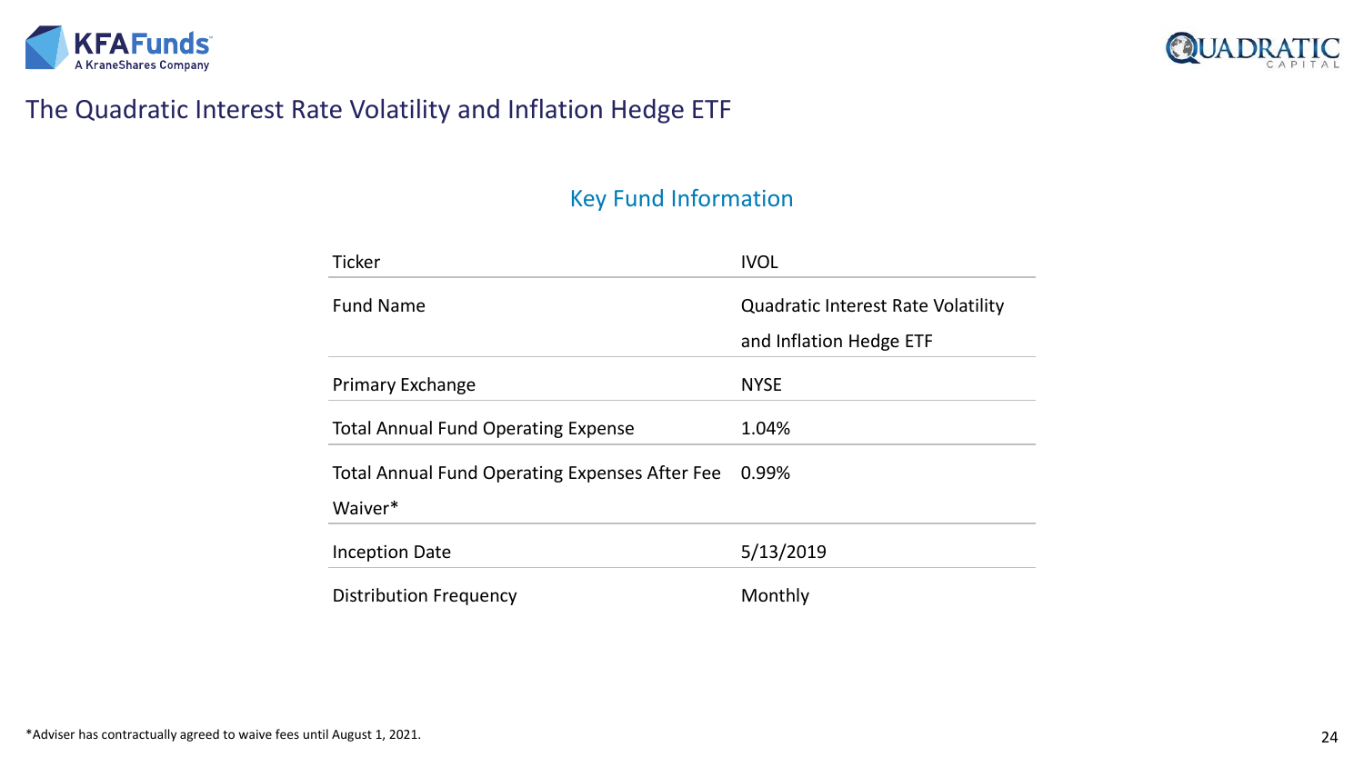# The Quadratic Interest Rate Volatility and Inflation Hedge ETF

## Key Fund Information

| | |
|---|---|
| Ticker | IVOL |
| Fund Name | Quadratic Interest Rate Volatility and Inflation Hedge ETF |
| Primary Exchange | NYSE |
| Total Annual Fund Operating Expense | 1.04% |
| Total Annual Fund Operating Expenses After Fee Waiver* | 0.99% |
| Inception Date | 5/13/2019 |
| Distribution Frequency | Monthly |

*Adviser has contractually agreed to waive fees until August 1, 2021.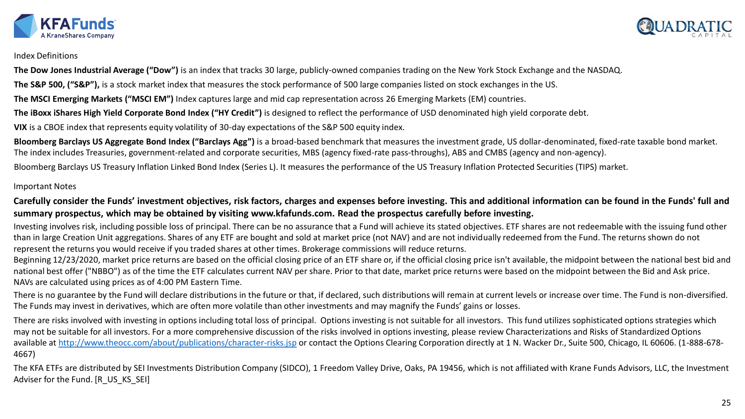## Index Definitions

**The Dow Jones Industrial Average ("Dow")** is an index that tracks 30 large, publicly-owned companies trading on the New York Stock Exchange and the NASDAQ.

**The S&P 500, ("S&P"),** is a stock market index that measures the stock performance of 500 large companies listed on stock exchanges in the US.

**The MSCI Emerging Markets ("MSCI EM")** Index captures large and mid cap representation across 26 Emerging Markets (EM) countries.

**The iBoxx iShares High Yield Corporate Bond Index ("HY Credit")** is designed to reflect the performance of USD denominated high yield corporate debt.

**VIX** is a CBOE index that represents equity volatility of 30-day expectations of the S&P 500 equity index.

**Bloomberg Barclays US Aggregate Bond Index ("Barclays Agg")** is a broad-based benchmark that measures the investment grade, US dollar-denominated, fixed-rate taxable bond market. The index includes Treasuries, government-related and corporate securities, MBS (agency fixed-rate pass-throughs), ABS and CMBS (agency and non-agency).

Bloomberg Barclays US Treasury Inflation Linked Bond Index (Series L). It measures the performance of the US Treasury Inflation Protected Securities (TIPS) market.

## Important Notes

**Carefully consider the Funds' investment objectives, risk factors, charges and expenses before investing. This and additional information can be found in the Funds' full and summary prospectus, which may be obtained by visiting www.kfafunds.com. Read the prospectus carefully before investing.**

Investing involves risk, including possible loss of principal. There can be no assurance that a Fund will achieve its stated objectives. ETF shares are not redeemable with the issuing fund other than in large Creation Unit aggregations. Shares of any ETF are bought and sold at market price (not NAV) and are not individually redeemed from the Fund. The returns shown do not represent the returns you would receive if you traded shares at other times. Brokerage commissions will reduce returns.

Beginning 12/23/2020, market price returns are based on the official closing price of an ETF share or, if the official closing price isn't available, the midpoint between the national best bid and national best offer ("NBBO") as of the time the ETF calculates current NAV per share. Prior to that date, market price returns were based on the midpoint between the Bid and Ask price. NAVs are calculated using prices as of 4:00 PM Eastern Time.

There is no guarantee by the Fund will declare distributions in the future or that, if declared, such distributions will remain at current levels or increase over time. The Fund is non-diversified. The Funds may invest in derivatives, which are often more volatile than other investments and may magnify the Funds' gains or losses.

There are risks involved with investing in options including total loss of principal. Options investing is not suitable for all investors. This fund utilizes sophisticated options strategies which may not be suitable for all investors. For a more comprehensive discussion of the risks involved in options investing, please review Characterizations and Risks of Standardized Options available at http://www.theocc.com/about/publications/character-risks.jsp or contact the Options Clearing Corporation directly at 1 N. Wacker Dr., Suite 500, Chicago, IL 60606. (1-888-678-4667)

The KFA ETFs are distributed by SEI Investments Distribution Company (SIDCO), 1 Freedom Valley Drive, Oaks, PA 19456, which is not affiliated with Krane Funds Advisors, LLC, the Investment Adviser for the Fund. [R_US_KS_SEI]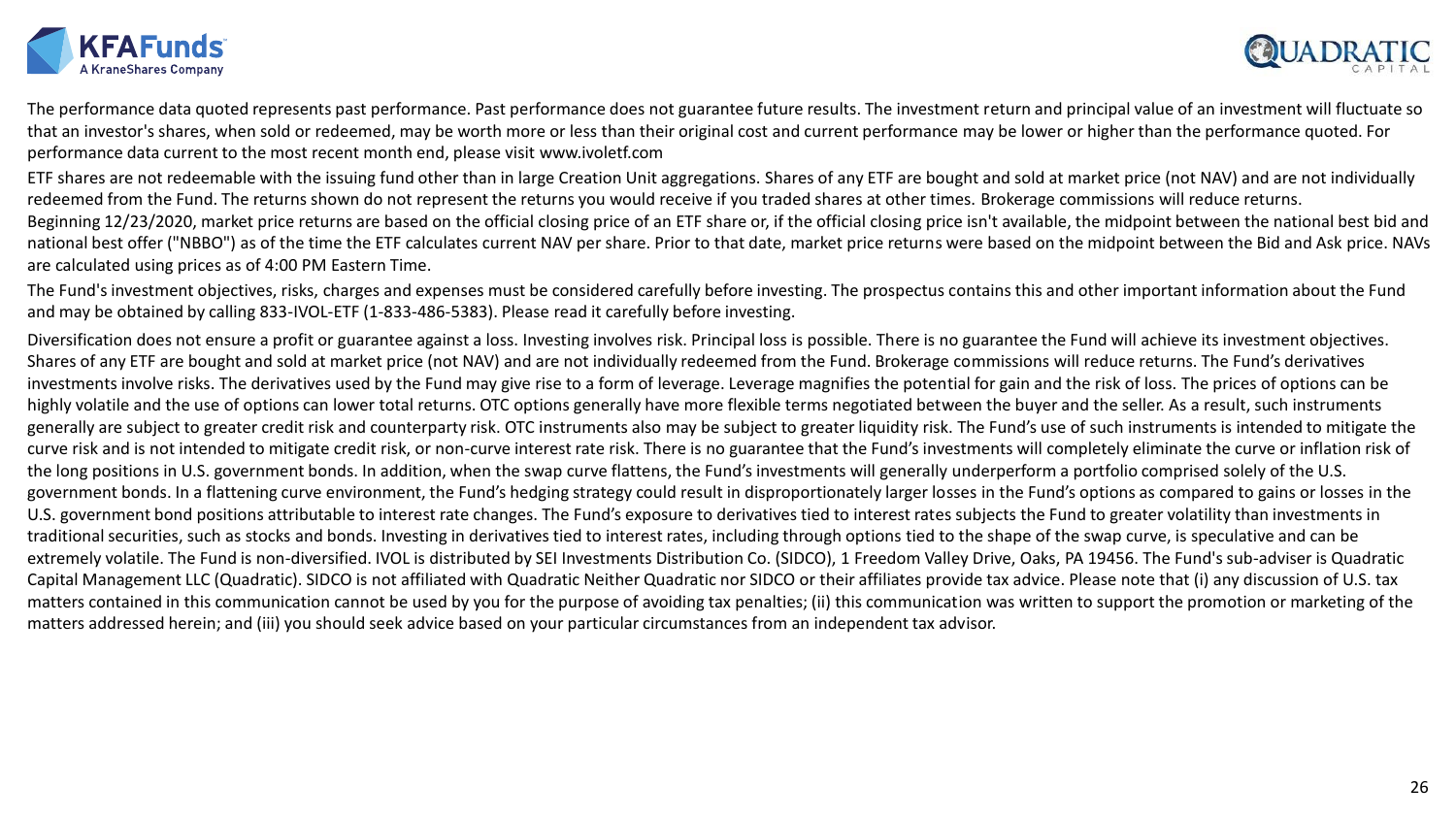The performance data quoted represents past performance. Past performance does not guarantee future results. The investment return and principal value of an investment will fluctuate so that an investor's shares, when sold or redeemed, may be worth more or less than their original cost and current performance may be lower or higher than the performance quoted. For performance data current to the most recent month end, please visit www.ivoletf.com

ETF shares are not redeemable with the issuing fund other than in large Creation Unit aggregations. Shares of any ETF are bought and sold at market price (not NAV) and are not individually redeemed from the Fund. The returns shown do not represent the returns you would receive if you traded shares at other times. Brokerage commissions will reduce returns. Beginning 12/23/2020, market price returns are based on the official closing price of an ETF share or, if the official closing price isn't available, the midpoint between the national best bid and national best offer ("NBBO") as of the time the ETF calculates current NAV per share. Prior to that date, market price returns were based on the midpoint between the Bid and Ask price. NAVs are calculated using prices as of 4:00 PM Eastern Time.

The Fund's investment objectives, risks, charges and expenses must be considered carefully before investing. The prospectus contains this and other important information about the Fund and may be obtained by calling 833-IVOL-ETF (1-833-486-5383). Please read it carefully before investing.

Diversification does not ensure a profit or guarantee against a loss. Investing involves risk. Principal loss is possible. There is no guarantee the Fund will achieve its investment objectives. Shares of any ETF are bought and sold at market price (not NAV) and are not individually redeemed from the Fund. Brokerage commissions will reduce returns. The Fund's derivatives investments involve risks. The derivatives used by the Fund may give rise to a form of leverage. Leverage magnifies the potential for gain and the risk of loss. The prices of options can be highly volatile and the use of options can lower total returns. OTC options generally have more flexible terms negotiated between the buyer and the seller. As a result, such instruments generally are subject to greater credit risk and counterparty risk. OTC instruments also may be subject to greater liquidity risk. The Fund's use of such instruments is intended to mitigate the curve risk and is not intended to mitigate credit risk, or non-curve interest rate risk. There is no guarantee that the Fund's investments will completely eliminate the curve or inflation risk of the long positions in U.S. government bonds. In addition, when the swap curve flattens, the Fund's investments will generally underperform a portfolio comprised solely of the U.S. government bonds. In a flattening curve environment, the Fund's hedging strategy could result in disproportionately larger losses in the Fund's options as compared to gains or losses in the U.S. government bond positions attributable to interest rate changes. The Fund's exposure to derivatives tied to interest rates subjects the Fund to greater volatility than investments in traditional securities, such as stocks and bonds. Investing in derivatives tied to interest rates, including through options tied to the shape of the swap curve, is speculative and can be extremely volatile. The Fund is non-diversified. IVOL is distributed by SEI Investments Distribution Co. (SIDCO), 1 Freedom Valley Drive, Oaks, PA 19456. The Fund's sub-adviser is Quadratic Capital Management LLC (Quadratic). SIDCO is not affiliated with Quadratic Neither Quadratic nor SIDCO or their affiliates provide tax advice. Please note that (i) any discussion of U.S. tax matters contained in this communication cannot be used by you for the purpose of avoiding tax penalties; (ii) this communication was written to support the promotion or marketing of the matters addressed herein; and (iii) you should seek advice based on your particular circumstances from an independent tax advisor.